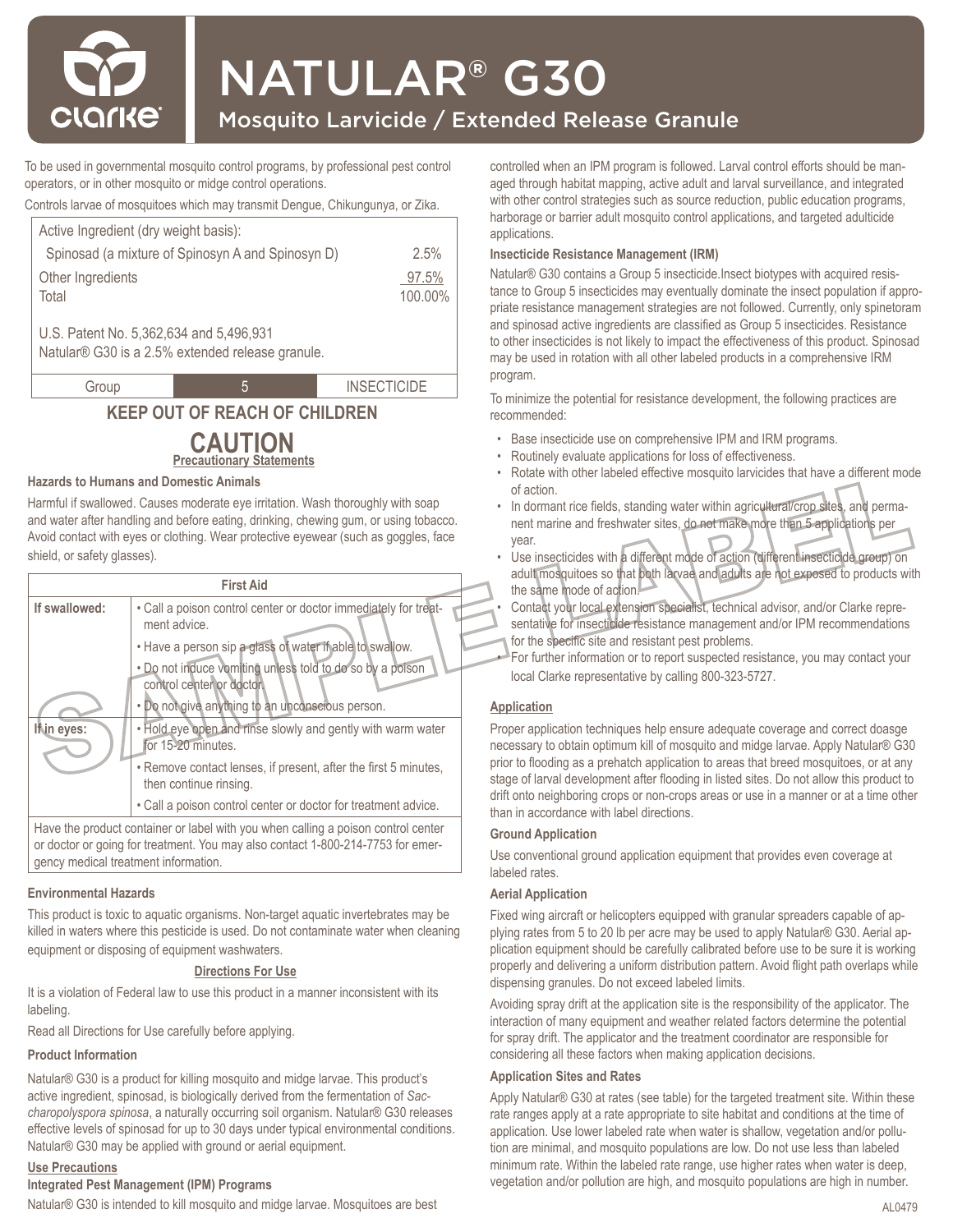# NATULAR® G30

## Mosquito Larvicide / Extended Release Granule

To be used in governmental mosquito control programs, by professional pest control operators, or in other mosquito or midge control operations.

Controls larvae of mosquitoes which may transmit Dengue, Chikungunya, or Zika.

| Active Ingredient (dry weight basis): | |
|---|---|
| Spinosad (a mixture of Spinosyn A and Spinosyn D) | 2.5% |
| Other Ingredients | 97.5% |
| Total | 100.00% |

U.S. Patent No. 5,362,634 and 5,496,931
Natular® G30 is a 2.5% extended release granule.

| Group | 5 | INSECTICIDE |
|---|---|---|

**KEEP OUT OF REACH OF CHILDREN**

**CAUTION**

**Precautionary Statements**

### Hazards to Humans and Domestic Animals

Harmful if swallowed. Causes moderate eye irritation. Wash thoroughly with soap and water after handling and before eating, drinking, chewing gum, or using tobacco. Avoid contact with eyes or clothing. Wear protective eyewear (such as goggles, face shield, or safety glasses).

| First Aid | |
|---|---|
| **If swallowed:** | • Call a poison control center or doctor immediately for treatment advice.<br>• Have a person sip a glass of water if able to swallow.<br>• Do not induce vomiting unless told to do so by a poison control center or doctor.<br>• Do not give anything to an unconscious person. |
| **If in eyes:** | • Hold eye open and rinse slowly and gently with warm water for 15-20 minutes.<br>• Remove contact lenses, if present, after the first 5 minutes, then continue rinsing.<br>• Call a poison control center or doctor for treatment advice. |
| Have the product container or label with you when calling a poison control center or doctor or going for treatment. You may also contact 1-800-214-7753 for emergency medical treatment information. | |

### Environmental Hazards

This product is toxic to aquatic organisms. Non-target aquatic invertebrates may be killed in waters where this pesticide is used. Do not contaminate water when cleaning equipment or disposing of equipment washwaters.

## Directions For Use

It is a violation of Federal law to use this product in a manner inconsistent with its labeling.

Read all Directions for Use carefully before applying.

### Product Information

Natular® G30 is a product for killing mosquito and midge larvae. This product's active ingredient, spinosad, is biologically derived from the fermentation of *Saccharopolyspora spinosa*, a naturally occurring soil organism. Natular® G30 releases effective levels of spinosad for up to 30 days under typical environmental conditions. Natular® G30 may be applied with ground or aerial equipment.

### Use Precautions

#### Integrated Pest Management (IPM) Programs

Natular® G30 is intended to kill mosquito and midge larvae. Mosquitoes are best controlled when an IPM program is followed. Larval control efforts should be managed through habitat mapping, active adult and larval surveillance, and integrated with other control strategies such as source reduction, public education programs, harborage or barrier adult mosquito control applications, and targeted adulticide applications.

#### Insecticide Resistance Management (IRM)

Natular® G30 contains a Group 5 insecticide.Insect biotypes with acquired resistance to Group 5 insecticides may eventually dominate the insect population if appropriate resistance management strategies are not followed. Currently, only spinetoram and spinosad active ingredients are classified as Group 5 insecticides. Resistance to other insecticides is not likely to impact the effectiveness of this product. Spinosad may be used in rotation with all other labeled products in a comprehensive IRM program.

To minimize the potential for resistance development, the following practices are recommended:

- Base insecticide use on comprehensive IPM and IRM programs.
- Routinely evaluate applications for loss of effectiveness.
- Rotate with other labeled effective mosquito larvicides that have a different mode of action.
- In dormant rice fields, standing water within agricultural/crop sites, and permanent marine and freshwater sites, do not make more than 5 applications per year.
- Use insecticides with a different mode of action (different insecticide group) on adult mosquitoes so that both larvae and adults are not exposed to products with the same mode of action.
- Contact your local extension specialist, technical advisor, and/or Clarke representative for insecticide resistance management and/or IPM recommendations for the specific site and resistant pest problems.
- For further information or to report suspected resistance, you may contact your local Clarke representative by calling 800-323-5727.

### Application

Proper application techniques help ensure adequate coverage and correct doasge necessary to obtain optimum kill of mosquito and midge larvae. Apply Natular® G30 prior to flooding as a prehatch application to areas that breed mosquitoes, or at any stage of larval development after flooding in listed sites. Do not allow this product to drift onto neighboring crops or non-crops areas or use in a manner or at a time other than in accordance with label directions.

#### Ground Application

Use conventional ground application equipment that provides even coverage at labeled rates.

#### Aerial Application

Fixed wing aircraft or helicopters equipped with granular spreaders capable of applying rates from 5 to 20 lb per acre may be used to apply Natular® G30. Aerial application equipment should be carefully calibrated before use to be sure it is working properly and delivering a uniform distribution pattern. Avoid flight path overlaps while dispensing granules. Do not exceed labeled limits.

Avoiding spray drift at the application site is the responsibility of the applicator. The interaction of many equipment and weather related factors determine the potential for spray drift. The applicator and the treatment coordinator are responsible for considering all these factors when making application decisions.

#### Application Sites and Rates

Apply Natular® G30 at rates (see table) for the targeted treatment site. Within these rate ranges apply at a rate appropriate to site habitat and conditions at the time of application. Use lower labeled rate when water is shallow, vegetation and/or pollution are minimal, and mosquito populations are low. Do not use less than labeled minimum rate. Within the labeled rate range, use higher rates when water is deep, vegetation and/or pollution are high, and mosquito populations are high in number.

AL0479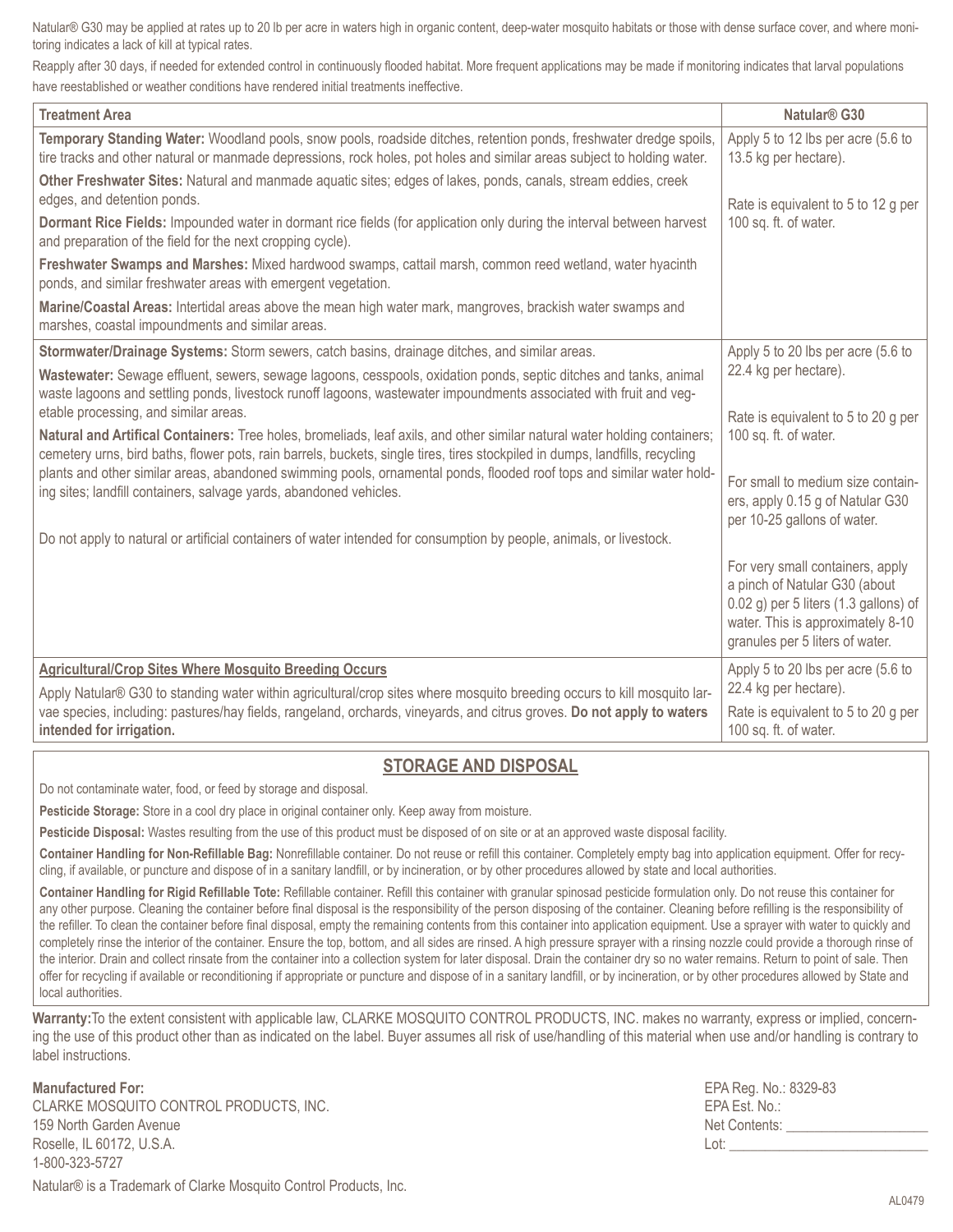Natular® G30 may be applied at rates up to 20 lb per acre in waters high in organic content, deep-water mosquito habitats or those with dense surface cover, and where monitoring indicates a lack of kill at typical rates.

Reapply after 30 days, if needed for extended control in continuously flooded habitat. More frequent applications may be made if monitoring indicates that larval populations have reestablished or weather conditions have rendered initial treatments ineffective.

| Treatment Area | Natular® G30 |
|---|---|
| **Temporary Standing Water:** Woodland pools, snow pools, roadside ditches, retention ponds, freshwater dredge spoils, tire tracks and other natural or manmade depressions, rock holes, pot holes and similar areas subject to holding water.<br><br>**Other Freshwater Sites:** Natural and manmade aquatic sites; edges of lakes, ponds, canals, stream eddies, creek edges, and detention ponds.<br><br>**Dormant Rice Fields:** Impounded water in dormant rice fields (for application only during the interval between harvest and preparation of the field for the next cropping cycle).<br><br>**Freshwater Swamps and Marshes:** Mixed hardwood swamps, cattail marsh, common reed wetland, water hyacinth ponds, and similar freshwater areas with emergent vegetation.<br><br>**Marine/Coastal Areas:** Intertidal areas above the mean high water mark, mangroves, brackish water swamps and marshes, coastal impoundments and similar areas. | Apply 5 to 12 lbs per acre (5.6 to 13.5 kg per hectare).<br><br>Rate is equivalent to 5 to 12 g per 100 sq. ft. of water. |
| **Stormwater/Drainage Systems:** Storm sewers, catch basins, drainage ditches, and similar areas.<br><br>**Wastewater:** Sewage effluent, sewers, sewage lagoons, cesspools, oxidation ponds, septic ditches and tanks, animal waste lagoons and settling ponds, livestock runoff lagoons, wastewater impoundments associated with fruit and vegetable processing, and similar areas.<br><br>**Natural and Artifical Containers:** Tree holes, bromeliads, leaf axils, and other similar natural water holding containers; cemetery urns, bird baths, flower pots, rain barrels, buckets, single tires, tires stockpiled in dumps, landfills, recycling plants and other similar areas, abandoned swimming pools, ornamental ponds, flooded roof tops and similar water holding sites; landfill containers, salvage yards, abandoned vehicles.<br><br>Do not apply to natural or artificial containers of water intended for consumption by people, animals, or livestock. | Apply 5 to 20 lbs per acre (5.6 to 22.4 kg per hectare).<br><br>Rate is equivalent to 5 to 20 g per 100 sq. ft. of water.<br><br>For small to medium size containers, apply 0.15 g of Natular G30 per 10-25 gallons of water.<br><br>For very small containers, apply a pinch of Natular G30 (about 0.02 g) per 5 liters (1.3 gallons) of water. This is approximately 8-10 granules per 5 liters of water. |
| **Agricultural/Crop Sites Where Mosquito Breeding Occurs**<br><br>Apply Natular® G30 to standing water within agricultural/crop sites where mosquito breeding occurs to kill mosquito larvae species, including: pastures/hay fields, rangeland, orchards, vineyards, and citrus groves. **Do not apply to waters intended for irrigation.** | Apply 5 to 20 lbs per acre (5.6 to 22.4 kg per hectare).<br><br>Rate is equivalent to 5 to 20 g per 100 sq. ft. of water. |

## STORAGE AND DISPOSAL

Do not contaminate water, food, or feed by storage and disposal.

**Pesticide Storage:** Store in a cool dry place in original container only. Keep away from moisture.

**Pesticide Disposal:** Wastes resulting from the use of this product must be disposed of on site or at an approved waste disposal facility.

**Container Handling for Non-Refillable Bag:** Nonrefillable container. Do not reuse or refill this container. Completely empty bag into application equipment. Offer for recycling, if available, or puncture and dispose of in a sanitary landfill, or by incineration, or by other procedures allowed by state and local authorities.

**Container Handling for Rigid Refillable Tote:** Refillable container. Refill this container with granular spinosad pesticide formulation only. Do not reuse this container for any other purpose. Cleaning the container before final disposal is the responsibility of the person disposing of the container. Cleaning before refilling is the responsibility of the refiller. To clean the container before final disposal, empty the remaining contents from this container into application equipment. Use a sprayer with water to quickly and completely rinse the interior of the container. Ensure the top, bottom, and all sides are rinsed. A high pressure sprayer with a rinsing nozzle could provide a thorough rinse of the interior. Drain and collect rinsate from the container into a collection system for later disposal. Drain the container dry so no water remains. Return to point of sale. Then offer for recycling if available or reconditioning if appropriate or puncture and dispose of in a sanitary landfill, or by incineration, or by other procedures allowed by State and local authorities.

**Warranty:**To the extent consistent with applicable law, CLARKE MOSQUITO CONTROL PRODUCTS, INC. makes no warranty, express or implied, concerning the use of this product other than as indicated on the label. Buyer assumes all risk of use/handling of this material when use and/or handling is contrary to label instructions.

**Manufactured For:**
CLARKE MOSQUITO CONTROL PRODUCTS, INC.
159 North Garden Avenue
Roselle, IL 60172, U.S.A.
1-800-323-5727

EPA Reg. No.: 8329-83
EPA Est. No.:
Net Contents: ___________________
Lot: ___________________________

Natular® is a Trademark of Clarke Mosquito Control Products, Inc.

AL0479